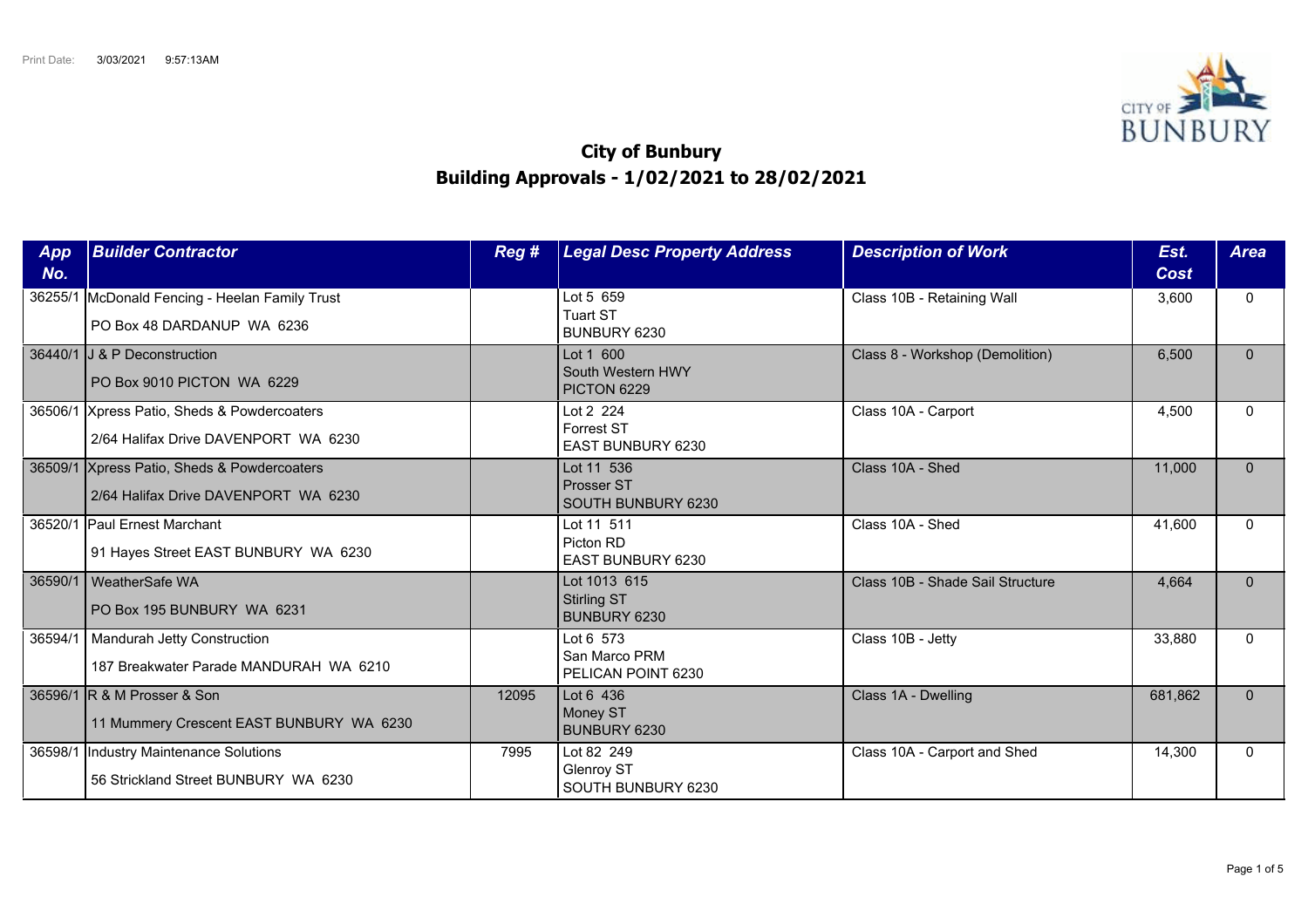Print Date: 3/03/2021 9:57:13AM

# City of Bunbury
## Building Approvals - 1/02/2021 to 28/02/2021

| App No. | Builder Contractor | Reg # | Legal Desc Property Address | Description of Work | Est. Cost | Area |
|---|---|---|---|---|---|---|
| 36255/1 | McDonald Fencing - Heelan Family Trust<br>PO Box 48 DARDANUP WA 6236 | | Lot 5 659<br>Tuart ST<br>BUNBURY 6230 | Class 10B - Retaining Wall | 3,600 | 0 |
| 36440/1 | J & P Deconstruction<br>PO Box 9010 PICTON WA 6229 | | Lot 1 600<br>South Western HWY<br>PICTON 6229 | Class 8 - Workshop (Demolition) | 6,500 | 0 |
| 36506/1 | Xpress Patio, Sheds & Powdercoaters<br>2/64 Halifax Drive DAVENPORT WA 6230 | | Lot 2 224<br>Forrest ST<br>EAST BUNBURY 6230 | Class 10A - Carport | 4,500 | 0 |
| 36509/1 | Xpress Patio, Sheds & Powdercoaters<br>2/64 Halifax Drive DAVENPORT WA 6230 | | Lot 11 536<br>Prosser ST<br>SOUTH BUNBURY 6230 | Class 10A - Shed | 11,000 | 0 |
| 36520/1 | Paul Ernest Marchant<br>91 Hayes Street EAST BUNBURY WA 6230 | | Lot 11 511<br>Picton RD<br>EAST BUNBURY 6230 | Class 10A - Shed | 41,600 | 0 |
| 36590/1 | WeatherSafe WA<br>PO Box 195 BUNBURY WA 6231 | | Lot 1013 615<br>Stirling ST<br>BUNBURY 6230 | Class 10B - Shade Sail Structure | 4,664 | 0 |
| 36594/1 | Mandurah Jetty Construction<br>187 Breakwater Parade MANDURAH WA 6210 | | Lot 6 573<br>San Marco PRM<br>PELICAN POINT 6230 | Class 10B - Jetty | 33,880 | 0 |
| 36596/1 | R & M Prosser & Son<br>11 Mummery Crescent EAST BUNBURY WA 6230 | 12095 | Lot 6 436<br>Money ST<br>BUNBURY 6230 | Class 1A - Dwelling | 681,862 | 0 |
| 36598/1 | Industry Maintenance Solutions<br>56 Strickland Street BUNBURY WA 6230 | 7995 | Lot 82 249<br>Glenroy ST<br>SOUTH BUNBURY 6230 | Class 10A - Carport and Shed | 14,300 | 0 |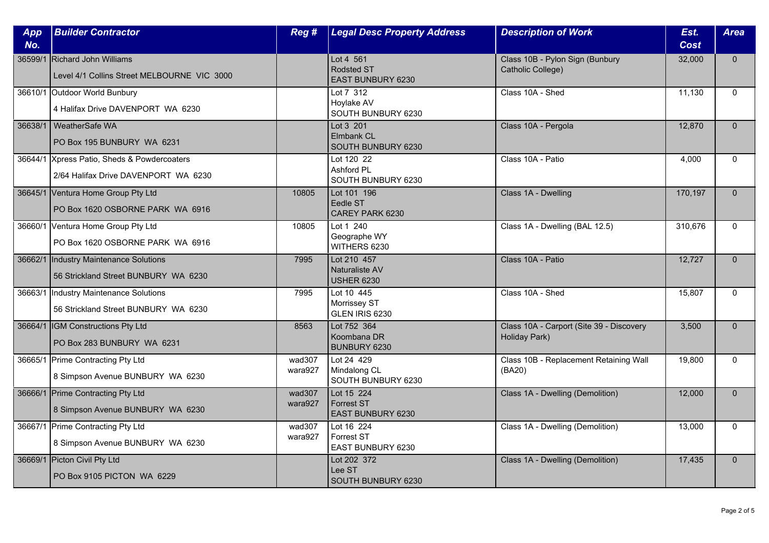| App No. | Builder Contractor | Reg # | Legal Desc Property Address | Description of Work | Est. Cost | Area |
|---|---|---|---|---|---|---|
| 36599/1 | Richard John Williams<br>Level 4/1 Collins Street MELBOURNE VIC 3000 | | Lot 4 561<br>Rodsted ST<br>EAST BUNBURY 6230 | Class 10B - Pylon Sign (Bunbury Catholic College) | 32,000 | 0 |
| 36610/1 | Outdoor World Bunbury<br>4 Halifax Drive DAVENPORT WA 6230 | | Lot 7 312<br>Hoylake AV<br>SOUTH BUNBURY 6230 | Class 10A - Shed | 11,130 | 0 |
| 36638/1 | WeatherSafe WA<br>PO Box 195 BUNBURY WA 6231 | | Lot 3 201<br>Elmbank CL<br>SOUTH BUNBURY 6230 | Class 10A - Pergola | 12,870 | 0 |
| 36644/1 | Xpress Patio, Sheds & Powdercoaters<br>2/64 Halifax Drive DAVENPORT WA 6230 | | Lot 120 22<br>Ashford PL<br>SOUTH BUNBURY 6230 | Class 10A - Patio | 4,000 | 0 |
| 36645/1 | Ventura Home Group Pty Ltd<br>PO Box 1620 OSBORNE PARK WA 6916 | 10805 | Lot 101 196<br>Eedle ST<br>CAREY PARK 6230 | Class 1A - Dwelling | 170,197 | 0 |
| 36660/1 | Ventura Home Group Pty Ltd<br>PO Box 1620 OSBORNE PARK WA 6916 | 10805 | Lot 1 240<br>Geographe WY<br>WITHERS 6230 | Class 1A - Dwelling (BAL 12.5) | 310,676 | 0 |
| 36662/1 | Industry Maintenance Solutions<br>56 Strickland Street BUNBURY WA 6230 | 7995 | Lot 210 457<br>Naturaliste AV<br>USHER 6230 | Class 10A - Patio | 12,727 | 0 |
| 36663/1 | Industry Maintenance Solutions<br>56 Strickland Street BUNBURY WA 6230 | 7995 | Lot 10 445<br>Morrissey ST<br>GLEN IRIS 6230 | Class 10A - Shed | 15,807 | 0 |
| 36664/1 | IGM Constructions Pty Ltd<br>PO Box 283 BUNBURY WA 6231 | 8563 | Lot 752 364<br>Koombana DR<br>BUNBURY 6230 | Class 10A - Carport (Site 39 - Discovery Holiday Park) | 3,500 | 0 |
| 36665/1 | Prime Contracting Pty Ltd<br>8 Simpson Avenue BUNBURY WA 6230 | wad307<br>wara927 | Lot 24 429<br>Mindalong CL<br>SOUTH BUNBURY 6230 | Class 10B - Replacement Retaining Wall (BA20) | 19,800 | 0 |
| 36666/1 | Prime Contracting Pty Ltd<br>8 Simpson Avenue BUNBURY WA 6230 | wad307<br>wara927 | Lot 15 224<br>Forrest ST<br>EAST BUNBURY 6230 | Class 1A - Dwelling (Demolition) | 12,000 | 0 |
| 36667/1 | Prime Contracting Pty Ltd<br>8 Simpson Avenue BUNBURY WA 6230 | wad307<br>wara927 | Lot 16 224<br>Forrest ST<br>EAST BUNBURY 6230 | Class 1A - Dwelling (Demolition) | 13,000 | 0 |
| 36669/1 | Picton Civil Pty Ltd<br>PO Box 9105 PICTON WA 6229 | | Lot 202 372<br>Lee ST<br>SOUTH BUNBURY 6230 | Class 1A - Dwelling (Demolition) | 17,435 | 0 |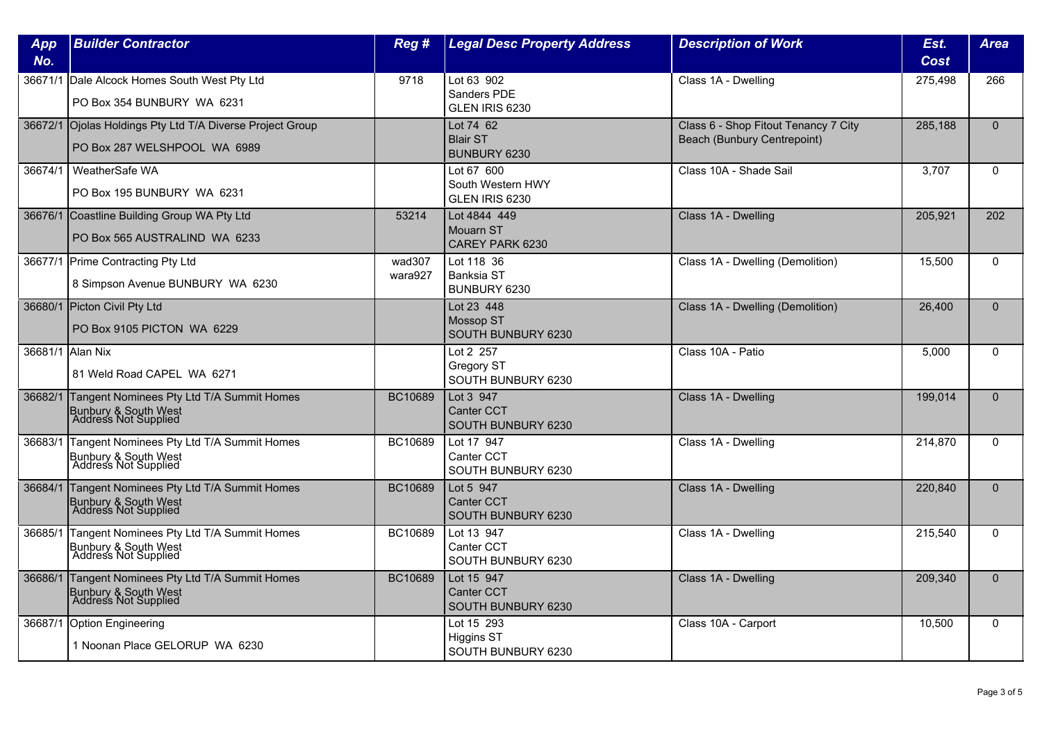| App No. | Builder Contractor | Reg # | Legal Desc Property Address | Description of Work | Est. Cost | Area |
|---|---|---|---|---|---|---|
| 36671/1 | Dale Alcock Homes South West Pty Ltd<br>PO Box 354 BUNBURY WA 6231 | 9718 | Lot 63 902<br>Sanders PDE<br>GLEN IRIS 6230 | Class 1A - Dwelling | 275,498 | 266 |
| 36672/1 | Ojolas Holdings Pty Ltd T/A Diverse Project Group<br>PO Box 287 WELSHPOOL WA 6989 | | Lot 74 62<br>Blair ST<br>BUNBURY 6230 | Class 6 - Shop Fitout Tenancy 7 City Beach (Bunbury Centrepoint) | 285,188 | 0 |
| 36674/1 | WeatherSafe WA<br>PO Box 195 BUNBURY WA 6231 | | Lot 67 600<br>South Western HWY<br>GLEN IRIS 6230 | Class 10A - Shade Sail | 3,707 | 0 |
| 36676/1 | Coastline Building Group WA Pty Ltd<br>PO Box 565 AUSTRALIND WA 6233 | 53214 | Lot 4844 449<br>Mouarn ST<br>CAREY PARK 6230 | Class 1A - Dwelling | 205,921 | 202 |
| 36677/1 | Prime Contracting Pty Ltd<br>8 Simpson Avenue BUNBURY WA 6230 | wad307<br>wara927 | Lot 118 36<br>Banksia ST<br>BUNBURY 6230 | Class 1A - Dwelling (Demolition) | 15,500 | 0 |
| 36680/1 | Picton Civil Pty Ltd<br>PO Box 9105 PICTON WA 6229 | | Lot 23 448<br>Mossop ST<br>SOUTH BUNBURY 6230 | Class 1A - Dwelling (Demolition) | 26,400 | 0 |
| 36681/1 | Alan Nix<br>81 Weld Road CAPEL WA 6271 | | Lot 2 257<br>Gregory ST<br>SOUTH BUNBURY 6230 | Class 10A - Patio | 5,000 | 0 |
| 36682/1 | Tangent Nominees Pty Ltd T/A Summit Homes Bunbury & South West<br>Address Not Supplied | BC10689 | Lot 3 947<br>Canter CCT<br>SOUTH BUNBURY 6230 | Class 1A - Dwelling | 199,014 | 0 |
| 36683/1 | Tangent Nominees Pty Ltd T/A Summit Homes Bunbury & South West<br>Address Not Supplied | BC10689 | Lot 17 947<br>Canter CCT<br>SOUTH BUNBURY 6230 | Class 1A - Dwelling | 214,870 | 0 |
| 36684/1 | Tangent Nominees Pty Ltd T/A Summit Homes Bunbury & South West<br>Address Not Supplied | BC10689 | Lot 5 947<br>Canter CCT<br>SOUTH BUNBURY 6230 | Class 1A - Dwelling | 220,840 | 0 |
| 36685/1 | Tangent Nominees Pty Ltd T/A Summit Homes Bunbury & South West<br>Address Not Supplied | BC10689 | Lot 13 947<br>Canter CCT<br>SOUTH BUNBURY 6230 | Class 1A - Dwelling | 215,540 | 0 |
| 36686/1 | Tangent Nominees Pty Ltd T/A Summit Homes Bunbury & South West<br>Address Not Supplied | BC10689 | Lot 15 947<br>Canter CCT<br>SOUTH BUNBURY 6230 | Class 1A - Dwelling | 209,340 | 0 |
| 36687/1 | Option Engineering<br>1 Noonan Place GELORUP WA 6230 | | Lot 15 293<br>Higgins ST<br>SOUTH BUNBURY 6230 | Class 10A - Carport | 10,500 | 0 |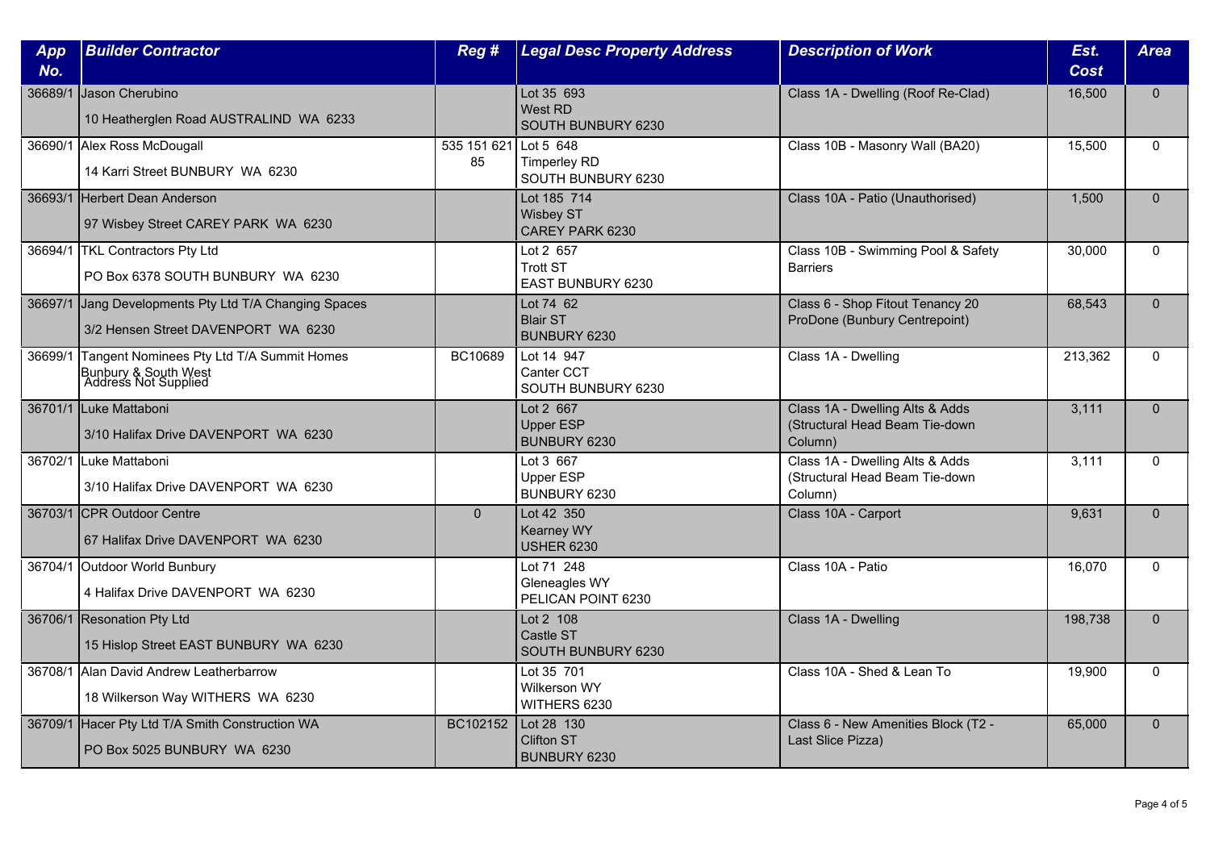| App No. | Builder Contractor | Reg # | Legal Desc Property Address | Description of Work | Est. Cost | Area |
|---|---|---|---|---|---|---|
| 36689/1 | Jason Cherubino<br>10 Heatherglen Road AUSTRALIND WA 6233 | | Lot 35 693<br>West RD<br>SOUTH BUNBURY 6230 | Class 1A - Dwelling (Roof Re-Clad) | 16,500 | 0 |
| 36690/1 | Alex Ross McDougall<br>14 Karri Street BUNBURY WA 6230 | 535 151 621 85 | Lot 5 648<br>Timperley RD<br>SOUTH BUNBURY 6230 | Class 10B - Masonry Wall (BA20) | 15,500 | 0 |
| 36693/1 | Herbert Dean Anderson<br>97 Wisbey Street CAREY PARK WA 6230 | | Lot 185 714<br>Wisbey ST<br>CAREY PARK 6230 | Class 10A - Patio (Unauthorised) | 1,500 | 0 |
| 36694/1 | TKL Contractors Pty Ltd<br>PO Box 6378 SOUTH BUNBURY WA 6230 | | Lot 2 657<br>Trott ST<br>EAST BUNBURY 6230 | Class 10B - Swimming Pool & Safety Barriers | 30,000 | 0 |
| 36697/1 | Jang Developments Pty Ltd T/A Changing Spaces<br>3/2 Hensen Street DAVENPORT WA 6230 | | Lot 74 62<br>Blair ST<br>BUNBURY 6230 | Class 6 - Shop Fitout Tenancy 20 ProDone (Bunbury Centrepoint) | 68,543 | 0 |
| 36699/1 | Tangent Nominees Pty Ltd T/A Summit Homes Bunbury & South West<br>Address Not Supplied | BC10689 | Lot 14 947<br>Canter CCT<br>SOUTH BUNBURY 6230 | Class 1A - Dwelling | 213,362 | 0 |
| 36701/1 | Luke Mattaboni<br>3/10 Halifax Drive DAVENPORT WA 6230 | | Lot 2 667<br>Upper ESP<br>BUNBURY 6230 | Class 1A - Dwelling Alts & Adds (Structural Head Beam Tie-down Column) | 3,111 | 0 |
| 36702/1 | Luke Mattaboni<br>3/10 Halifax Drive DAVENPORT WA 6230 | | Lot 3 667<br>Upper ESP<br>BUNBURY 6230 | Class 1A - Dwelling Alts & Adds (Structural Head Beam Tie-down Column) | 3,111 | 0 |
| 36703/1 | CPR Outdoor Centre<br>67 Halifax Drive DAVENPORT WA 6230 | 0 | Lot 42 350<br>Kearney WY<br>USHER 6230 | Class 10A - Carport | 9,631 | 0 |
| 36704/1 | Outdoor World Bunbury<br>4 Halifax Drive DAVENPORT WA 6230 | | Lot 71 248<br>Gleneagles WY<br>PELICAN POINT 6230 | Class 10A - Patio | 16,070 | 0 |
| 36706/1 | Resonation Pty Ltd<br>15 Hislop Street EAST BUNBURY WA 6230 | | Lot 2 108<br>Castle ST<br>SOUTH BUNBURY 6230 | Class 1A - Dwelling | 198,738 | 0 |
| 36708/1 | Alan David Andrew Leatherbarrow<br>18 Wilkerson Way WITHERS WA 6230 | | Lot 35 701<br>Wilkerson WY<br>WITHERS 6230 | Class 10A - Shed & Lean To | 19,900 | 0 |
| 36709/1 | Hacer Pty Ltd T/A Smith Construction WA<br>PO Box 5025 BUNBURY WA 6230 | BC102152 | Lot 28 130<br>Clifton ST<br>BUNBURY 6230 | Class 6 - New Amenities Block (T2 - Last Slice Pizza) | 65,000 | 0 |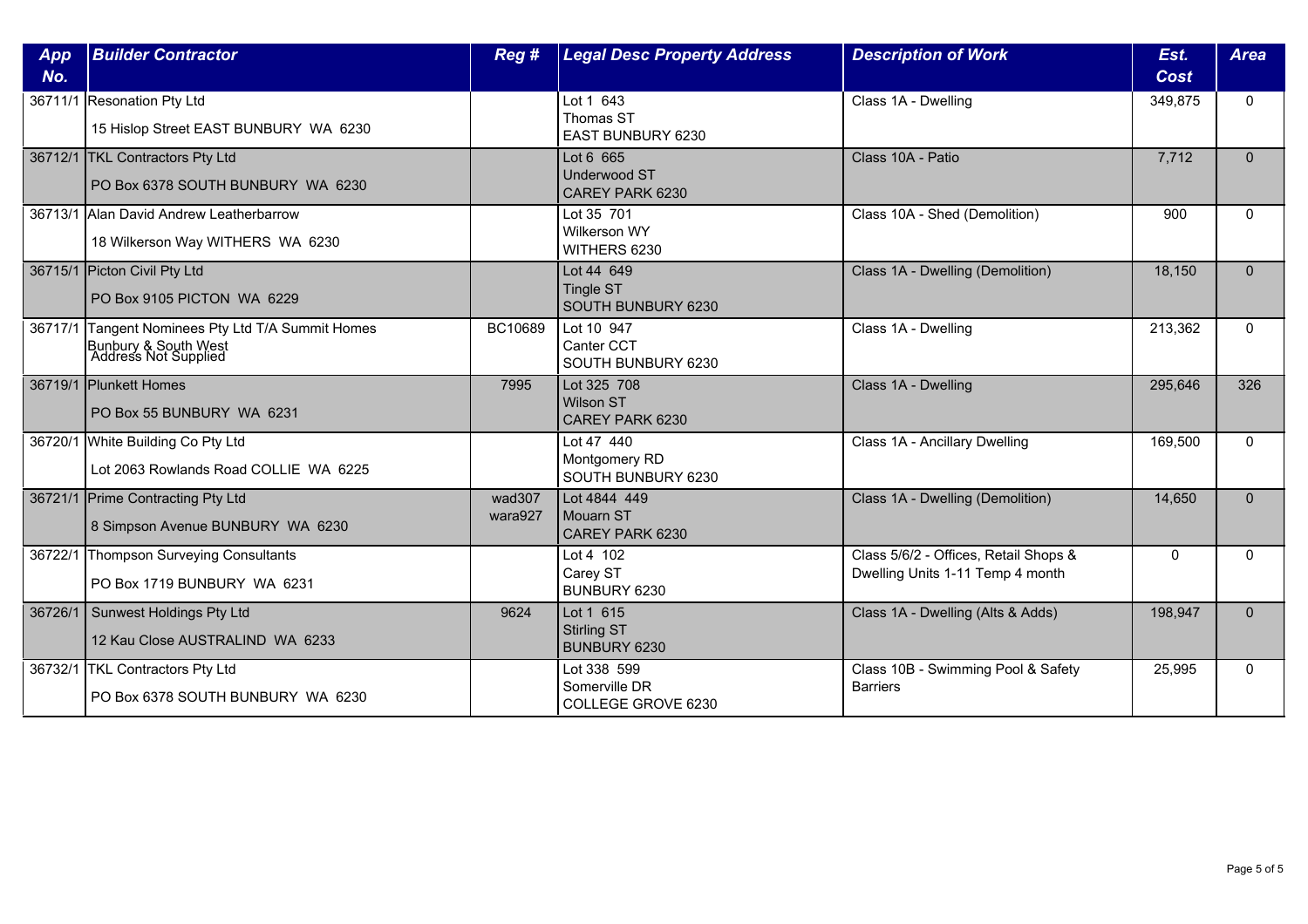| App No. | Builder Contractor | Reg # | Legal Desc Property Address | Description of Work | Est. Cost | Area |
|---|---|---|---|---|---|---|
| 36711/1 | Resonation Pty Ltd<br>15 Hislop Street EAST BUNBURY WA 6230 | | Lot 1 643<br>Thomas ST<br>EAST BUNBURY 6230 | Class 1A - Dwelling | 349,875 | 0 |
| 36712/1 | TKL Contractors Pty Ltd<br>PO Box 6378 SOUTH BUNBURY WA 6230 | | Lot 6 665<br>Underwood ST<br>CAREY PARK 6230 | Class 10A - Patio | 7,712 | 0 |
| 36713/1 | Alan David Andrew Leatherbarrow<br>18 Wilkerson Way WITHERS WA 6230 | | Lot 35 701<br>Wilkerson WY<br>WITHERS 6230 | Class 10A - Shed (Demolition) | 900 | 0 |
| 36715/1 | Picton Civil Pty Ltd<br>PO Box 9105 PICTON WA 6229 | | Lot 44 649<br>Tingle ST<br>SOUTH BUNBURY 6230 | Class 1A - Dwelling (Demolition) | 18,150 | 0 |
| 36717/1 | Tangent Nominees Pty Ltd T/A Summit Homes<br>Bunbury & South West<br>Address Not Supplied | BC10689 | Lot 10 947<br>Canter CCT<br>SOUTH BUNBURY 6230 | Class 1A - Dwelling | 213,362 | 0 |
| 36719/1 | Plunkett Homes<br>PO Box 55 BUNBURY WA 6231 | 7995 | Lot 325 708<br>Wilson ST<br>CAREY PARK 6230 | Class 1A - Dwelling | 295,646 | 326 |
| 36720/1 | White Building Co Pty Ltd<br>Lot 2063 Rowlands Road COLLIE WA 6225 | | Lot 47 440<br>Montgomery RD<br>SOUTH BUNBURY 6230 | Class 1A - Ancillary Dwelling | 169,500 | 0 |
| 36721/1 | Prime Contracting Pty Ltd<br>8 Simpson Avenue BUNBURY WA 6230 | wad307<br>wara927 | Lot 4844 449<br>Mouarn ST<br>CAREY PARK 6230 | Class 1A - Dwelling (Demolition) | 14,650 | 0 |
| 36722/1 | Thompson Surveying Consultants<br>PO Box 1719 BUNBURY WA 6231 | | Lot 4 102<br>Carey ST<br>BUNBURY 6230 | Class 5/6/2 - Offices, Retail Shops & Dwelling Units 1-11 Temp 4 month | 0 | 0 |
| 36726/1 | Sunwest Holdings Pty Ltd<br>12 Kau Close AUSTRALIND WA 6233 | 9624 | Lot 1 615<br>Stirling ST<br>BUNBURY 6230 | Class 1A - Dwelling (Alts & Adds) | 198,947 | 0 |
| 36732/1 | TKL Contractors Pty Ltd<br>PO Box 6378 SOUTH BUNBURY WA 6230 | | Lot 338 599<br>Somerville DR<br>COLLEGE GROVE 6230 | Class 10B - Swimming Pool & Safety Barriers | 25,995 | 0 |